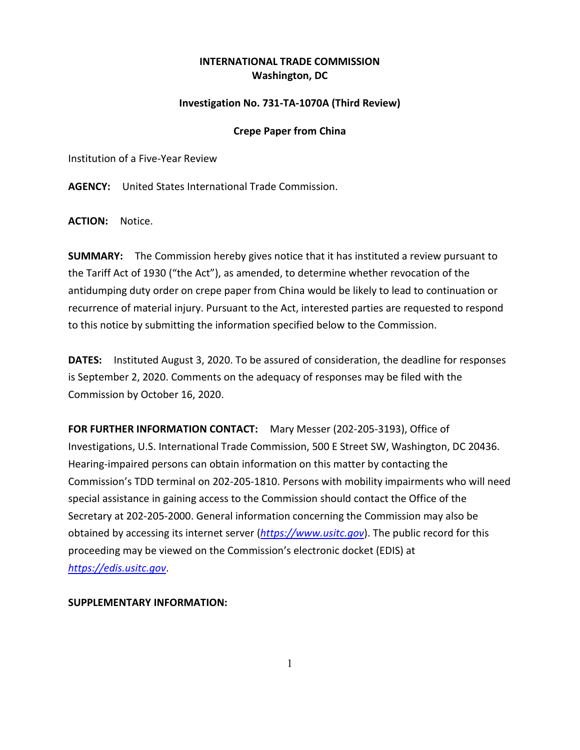**INTERNATIONAL TRADE COMMISSION**
**Washington, DC**

**Investigation No. 731-TA-1070A (Third Review)**

**Crepe Paper from China**

Institution of a Five-Year Review

**AGENCY:** United States International Trade Commission.

**ACTION:** Notice.

**SUMMARY:** The Commission hereby gives notice that it has instituted a review pursuant to the Tariff Act of 1930 ("the Act"), as amended, to determine whether revocation of the antidumping duty order on crepe paper from China would be likely to lead to continuation or recurrence of material injury. Pursuant to the Act, interested parties are requested to respond to this notice by submitting the information specified below to the Commission.

**DATES:** Instituted August 3, 2020. To be assured of consideration, the deadline for responses is September 2, 2020. Comments on the adequacy of responses may be filed with the Commission by October 16, 2020.

**FOR FURTHER INFORMATION CONTACT:** Mary Messer (202-205-3193), Office of Investigations, U.S. International Trade Commission, 500 E Street SW, Washington, DC 20436. Hearing-impaired persons can obtain information on this matter by contacting the Commission's TDD terminal on 202-205-1810. Persons with mobility impairments who will need special assistance in gaining access to the Commission should contact the Office of the Secretary at 202-205-2000. General information concerning the Commission may also be obtained by accessing its internet server (*https://www.usitc.gov*). The public record for this proceeding may be viewed on the Commission's electronic docket (EDIS) at *https://edis.usitc.gov*.

**SUPPLEMENTARY INFORMATION:**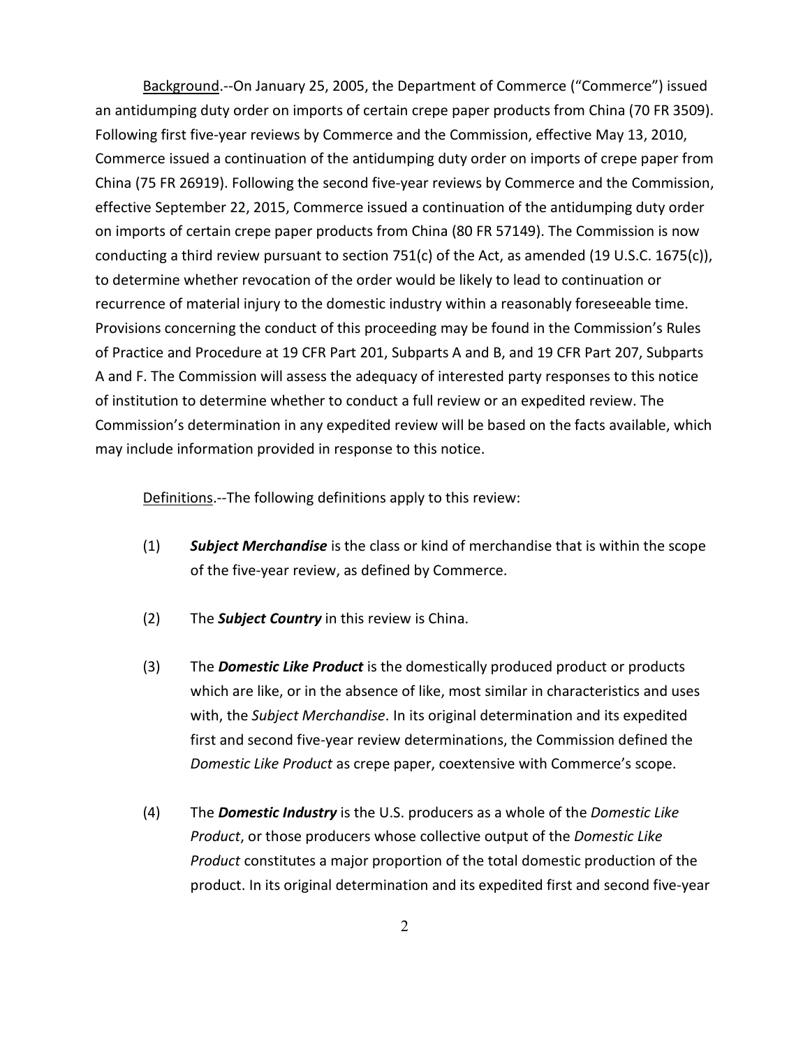Background.--On January 25, 2005, the Department of Commerce ("Commerce") issued an antidumping duty order on imports of certain crepe paper products from China (70 FR 3509). Following first five-year reviews by Commerce and the Commission, effective May 13, 2010, Commerce issued a continuation of the antidumping duty order on imports of crepe paper from China (75 FR 26919). Following the second five-year reviews by Commerce and the Commission, effective September 22, 2015, Commerce issued a continuation of the antidumping duty order on imports of certain crepe paper products from China (80 FR 57149). The Commission is now conducting a third review pursuant to section 751(c) of the Act, as amended (19 U.S.C. 1675(c)), to determine whether revocation of the order would be likely to lead to continuation or recurrence of material injury to the domestic industry within a reasonably foreseeable time. Provisions concerning the conduct of this proceeding may be found in the Commission's Rules of Practice and Procedure at 19 CFR Part 201, Subparts A and B, and 19 CFR Part 207, Subparts A and F. The Commission will assess the adequacy of interested party responses to this notice of institution to determine whether to conduct a full review or an expedited review. The Commission's determination in any expedited review will be based on the facts available, which may include information provided in response to this notice.

Definitions.--The following definitions apply to this review:

(1) ***Subject Merchandise*** is the class or kind of merchandise that is within the scope of the five-year review, as defined by Commerce.

(2) The ***Subject Country*** in this review is China.

(3) The ***Domestic Like Product*** is the domestically produced product or products which are like, or in the absence of like, most similar in characteristics and uses with, the *Subject Merchandise*. In its original determination and its expedited first and second five-year review determinations, the Commission defined the *Domestic Like Product* as crepe paper, coextensive with Commerce's scope.

(4) The ***Domestic Industry*** is the U.S. producers as a whole of the *Domestic Like Product*, or those producers whose collective output of the *Domestic Like Product* constitutes a major proportion of the total domestic production of the product. In its original determination and its expedited first and second five-year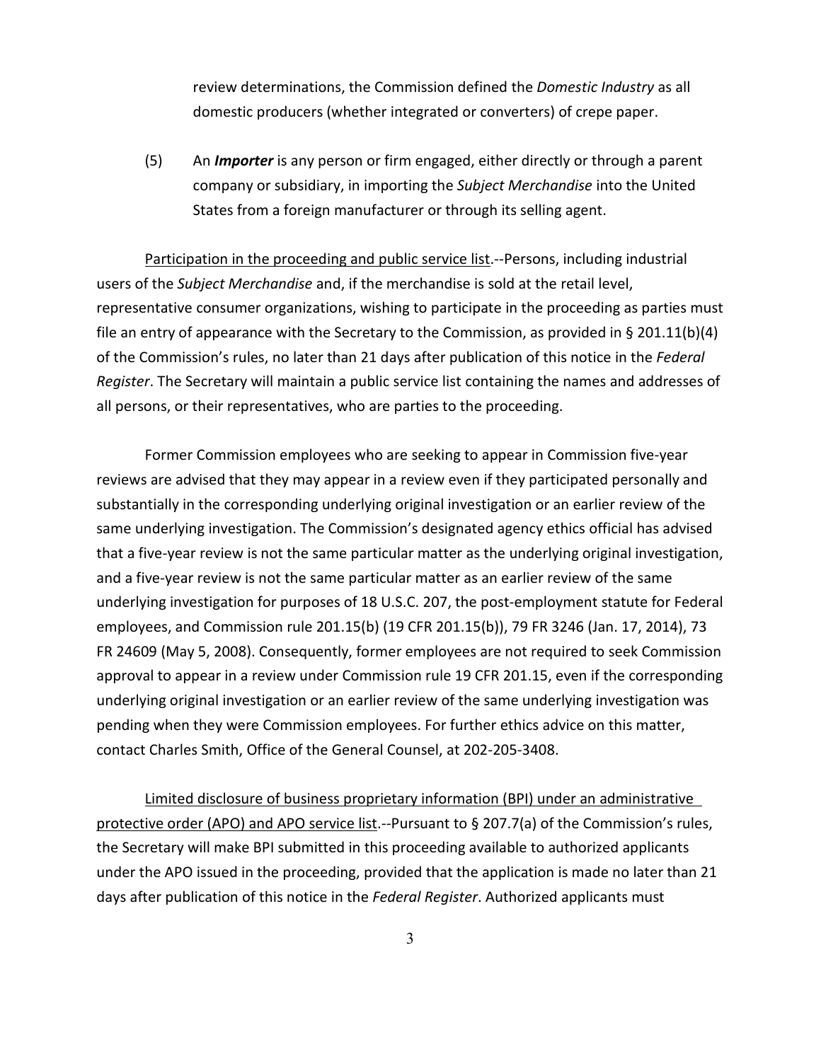review determinations, the Commission defined the *Domestic Industry* as all domestic producers (whether integrated or converters) of crepe paper.

(5) An ***Importer*** is any person or firm engaged, either directly or through a parent company or subsidiary, in importing the *Subject Merchandise* into the United States from a foreign manufacturer or through its selling agent.

Participation in the proceeding and public service list.--Persons, including industrial users of the *Subject Merchandise* and, if the merchandise is sold at the retail level, representative consumer organizations, wishing to participate in the proceeding as parties must file an entry of appearance with the Secretary to the Commission, as provided in § 201.11(b)(4) of the Commission's rules, no later than 21 days after publication of this notice in the *Federal Register*. The Secretary will maintain a public service list containing the names and addresses of all persons, or their representatives, who are parties to the proceeding.

Former Commission employees who are seeking to appear in Commission five-year reviews are advised that they may appear in a review even if they participated personally and substantially in the corresponding underlying original investigation or an earlier review of the same underlying investigation. The Commission's designated agency ethics official has advised that a five-year review is not the same particular matter as the underlying original investigation, and a five-year review is not the same particular matter as an earlier review of the same underlying investigation for purposes of 18 U.S.C. 207, the post-employment statute for Federal employees, and Commission rule 201.15(b) (19 CFR 201.15(b)), 79 FR 3246 (Jan. 17, 2014), 73 FR 24609 (May 5, 2008). Consequently, former employees are not required to seek Commission approval to appear in a review under Commission rule 19 CFR 201.15, even if the corresponding underlying original investigation or an earlier review of the same underlying investigation was pending when they were Commission employees. For further ethics advice on this matter, contact Charles Smith, Office of the General Counsel, at 202-205-3408.

Limited disclosure of business proprietary information (BPI) under an administrative protective order (APO) and APO service list.--Pursuant to § 207.7(a) of the Commission's rules, the Secretary will make BPI submitted in this proceeding available to authorized applicants under the APO issued in the proceeding, provided that the application is made no later than 21 days after publication of this notice in the *Federal Register*. Authorized applicants must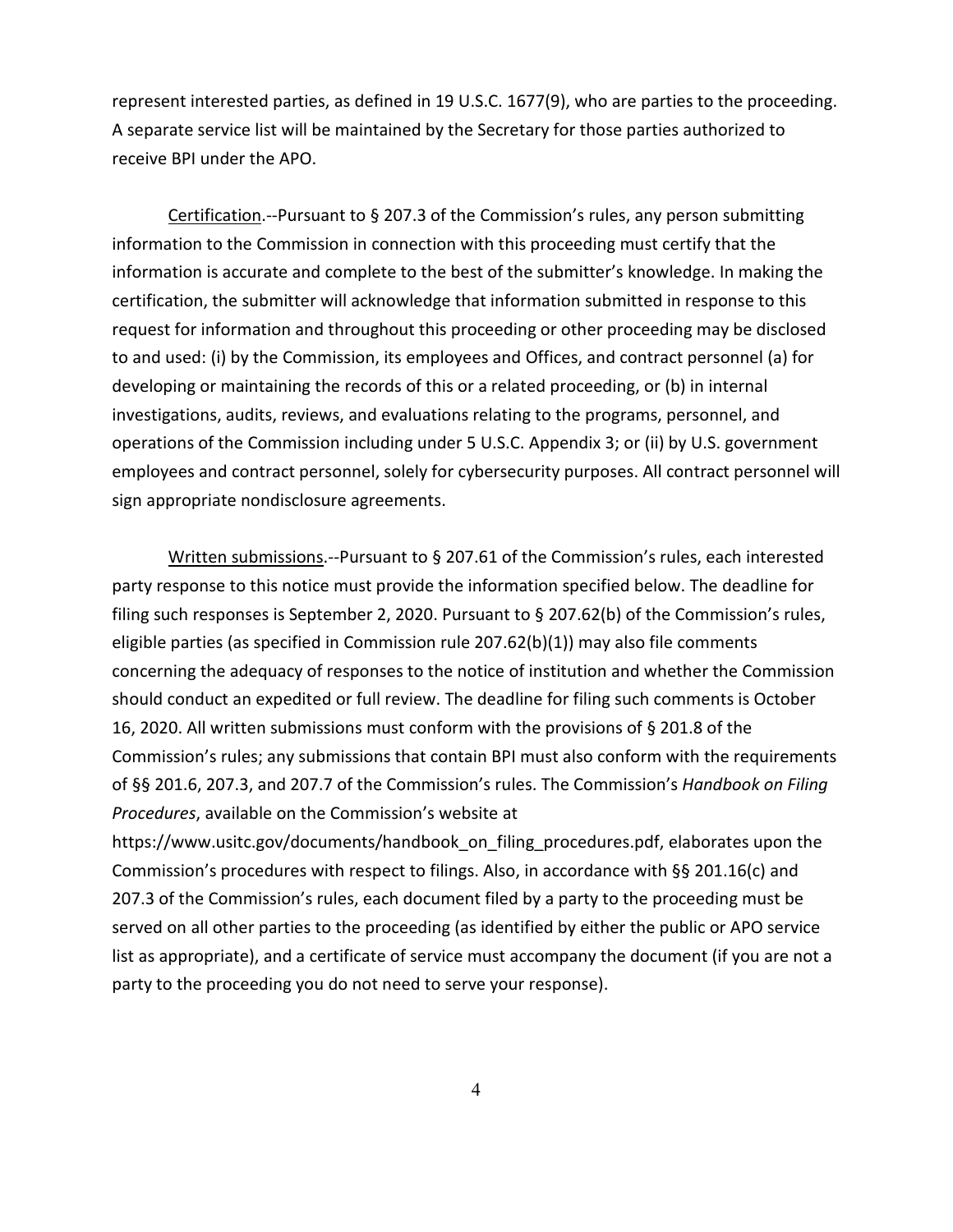represent interested parties, as defined in 19 U.S.C. 1677(9), who are parties to the proceeding. A separate service list will be maintained by the Secretary for those parties authorized to receive BPI under the APO.

Certification.--Pursuant to § 207.3 of the Commission's rules, any person submitting information to the Commission in connection with this proceeding must certify that the information is accurate and complete to the best of the submitter's knowledge. In making the certification, the submitter will acknowledge that information submitted in response to this request for information and throughout this proceeding or other proceeding may be disclosed to and used: (i) by the Commission, its employees and Offices, and contract personnel (a) for developing or maintaining the records of this or a related proceeding, or (b) in internal investigations, audits, reviews, and evaluations relating to the programs, personnel, and operations of the Commission including under 5 U.S.C. Appendix 3; or (ii) by U.S. government employees and contract personnel, solely for cybersecurity purposes. All contract personnel will sign appropriate nondisclosure agreements.

Written submissions.--Pursuant to § 207.61 of the Commission's rules, each interested party response to this notice must provide the information specified below. The deadline for filing such responses is September 2, 2020. Pursuant to § 207.62(b) of the Commission's rules, eligible parties (as specified in Commission rule 207.62(b)(1)) may also file comments concerning the adequacy of responses to the notice of institution and whether the Commission should conduct an expedited or full review. The deadline for filing such comments is October 16, 2020. All written submissions must conform with the provisions of § 201.8 of the Commission's rules; any submissions that contain BPI must also conform with the requirements of §§ 201.6, 207.3, and 207.7 of the Commission's rules. The Commission's *Handbook on Filing Procedures*, available on the Commission's website at https://www.usitc.gov/documents/handbook_on_filing_procedures.pdf, elaborates upon the Commission's procedures with respect to filings. Also, in accordance with §§ 201.16(c) and 207.3 of the Commission's rules, each document filed by a party to the proceeding must be served on all other parties to the proceeding (as identified by either the public or APO service list as appropriate), and a certificate of service must accompany the document (if you are not a party to the proceeding you do not need to serve your response).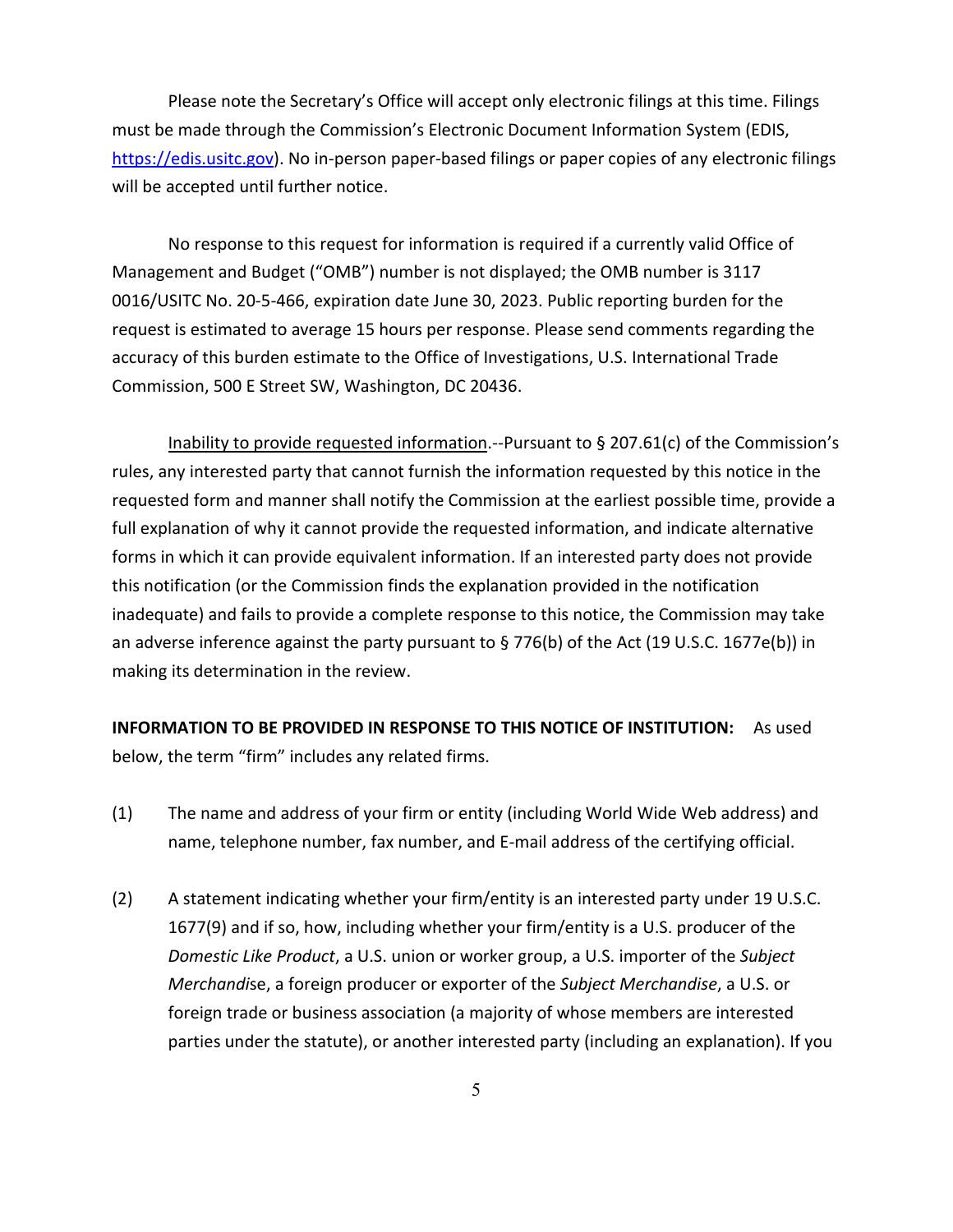Please note the Secretary's Office will accept only electronic filings at this time. Filings must be made through the Commission's Electronic Document Information System (EDIS, https://edis.usitc.gov). No in-person paper-based filings or paper copies of any electronic filings will be accepted until further notice.

No response to this request for information is required if a currently valid Office of Management and Budget ("OMB") number is not displayed; the OMB number is 3117 0016/USITC No. 20-5-466, expiration date June 30, 2023. Public reporting burden for the request is estimated to average 15 hours per response. Please send comments regarding the accuracy of this burden estimate to the Office of Investigations, U.S. International Trade Commission, 500 E Street SW, Washington, DC 20436.

Inability to provide requested information.--Pursuant to § 207.61(c) of the Commission's rules, any interested party that cannot furnish the information requested by this notice in the requested form and manner shall notify the Commission at the earliest possible time, provide a full explanation of why it cannot provide the requested information, and indicate alternative forms in which it can provide equivalent information. If an interested party does not provide this notification (or the Commission finds the explanation provided in the notification inadequate) and fails to provide a complete response to this notice, the Commission may take an adverse inference against the party pursuant to § 776(b) of the Act (19 U.S.C. 1677e(b)) in making its determination in the review.

**INFORMATION TO BE PROVIDED IN RESPONSE TO THIS NOTICE OF INSTITUTION:** As used below, the term "firm" includes any related firms.

(1) The name and address of your firm or entity (including World Wide Web address) and name, telephone number, fax number, and E-mail address of the certifying official.

(2) A statement indicating whether your firm/entity is an interested party under 19 U.S.C. 1677(9) and if so, how, including whether your firm/entity is a U.S. producer of the *Domestic Like Product*, a U.S. union or worker group, a U.S. importer of the *Subject Merchandise*, a foreign producer or exporter of the *Subject Merchandise*, a U.S. or foreign trade or business association (a majority of whose members are interested parties under the statute), or another interested party (including an explanation). If you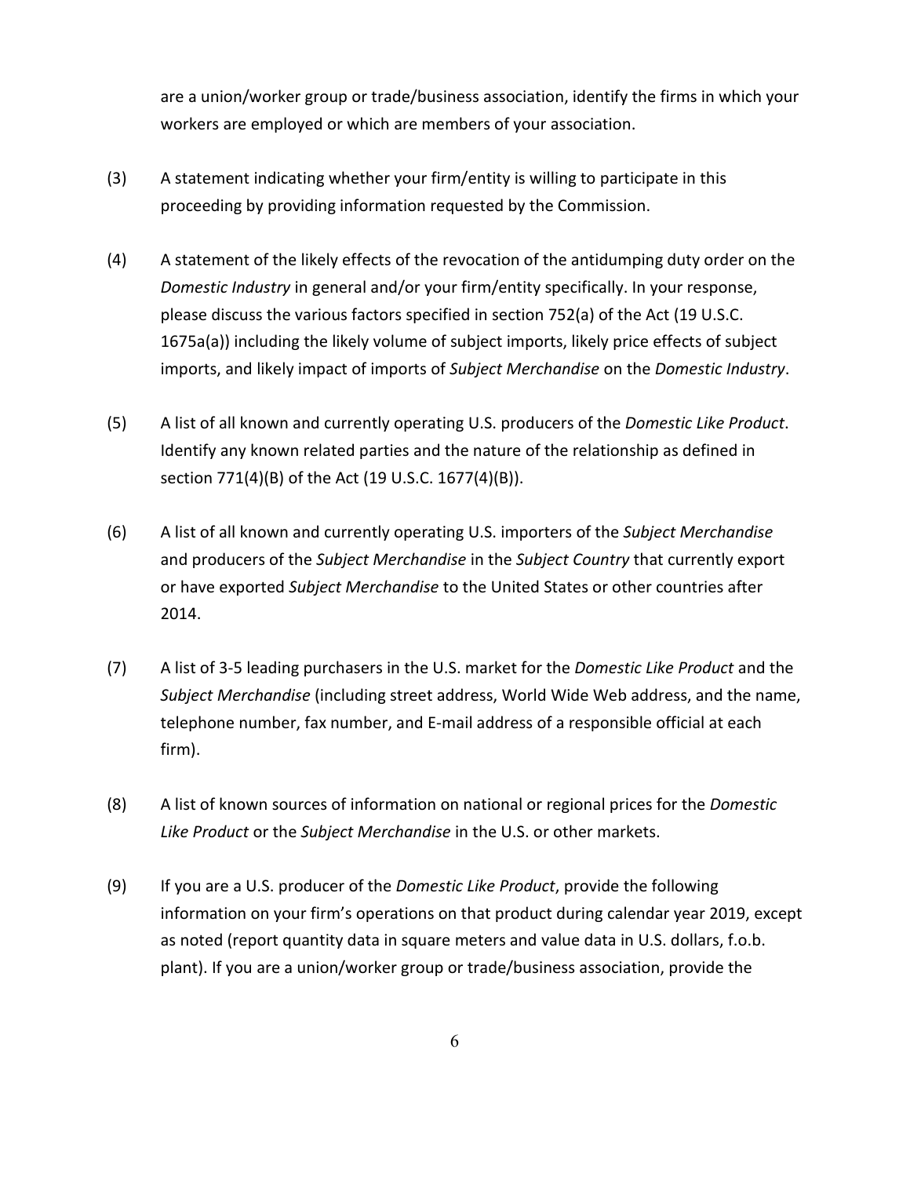are a union/worker group or trade/business association, identify the firms in which your workers are employed or which are members of your association.

(3) A statement indicating whether your firm/entity is willing to participate in this proceeding by providing information requested by the Commission.

(4) A statement of the likely effects of the revocation of the antidumping duty order on the *Domestic Industry* in general and/or your firm/entity specifically. In your response, please discuss the various factors specified in section 752(a) of the Act (19 U.S.C. 1675a(a)) including the likely volume of subject imports, likely price effects of subject imports, and likely impact of imports of *Subject Merchandise* on the *Domestic Industry*.

(5) A list of all known and currently operating U.S. producers of the *Domestic Like Product*. Identify any known related parties and the nature of the relationship as defined in section 771(4)(B) of the Act (19 U.S.C. 1677(4)(B)).

(6) A list of all known and currently operating U.S. importers of the *Subject Merchandise* and producers of the *Subject Merchandise* in the *Subject Country* that currently export or have exported *Subject Merchandise* to the United States or other countries after 2014.

(7) A list of 3-5 leading purchasers in the U.S. market for the *Domestic Like Product* and the *Subject Merchandise* (including street address, World Wide Web address, and the name, telephone number, fax number, and E-mail address of a responsible official at each firm).

(8) A list of known sources of information on national or regional prices for the *Domestic Like Product* or the *Subject Merchandise* in the U.S. or other markets.

(9) If you are a U.S. producer of the *Domestic Like Product*, provide the following information on your firm's operations on that product during calendar year 2019, except as noted (report quantity data in square meters and value data in U.S. dollars, f.o.b. plant). If you are a union/worker group or trade/business association, provide the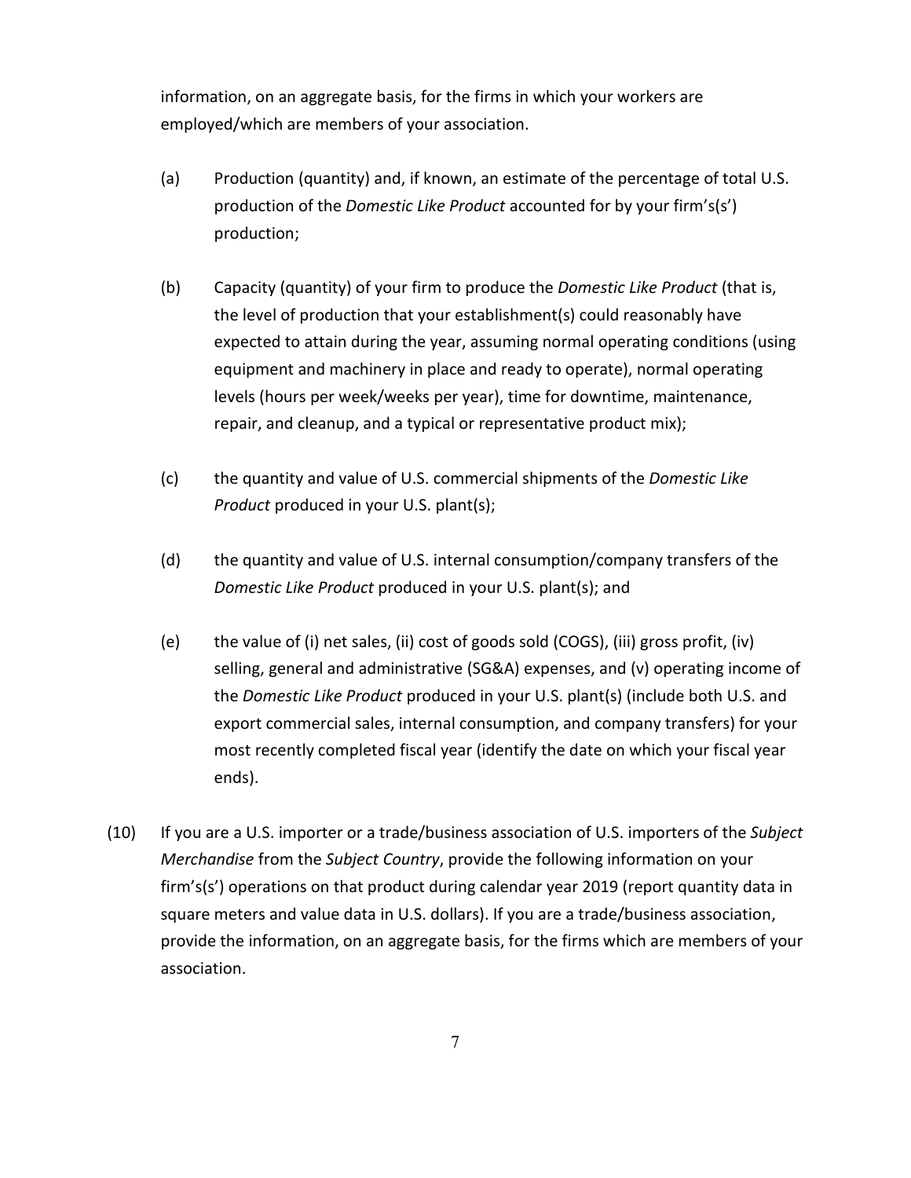information, on an aggregate basis, for the firms in which your workers are employed/which are members of your association.

(a) Production (quantity) and, if known, an estimate of the percentage of total U.S. production of the *Domestic Like Product* accounted for by your firm's(s') production;

(b) Capacity (quantity) of your firm to produce the *Domestic Like Product* (that is, the level of production that your establishment(s) could reasonably have expected to attain during the year, assuming normal operating conditions (using equipment and machinery in place and ready to operate), normal operating levels (hours per week/weeks per year), time for downtime, maintenance, repair, and cleanup, and a typical or representative product mix);

(c) the quantity and value of U.S. commercial shipments of the *Domestic Like Product* produced in your U.S. plant(s);

(d) the quantity and value of U.S. internal consumption/company transfers of the *Domestic Like Product* produced in your U.S. plant(s); and

(e) the value of (i) net sales, (ii) cost of goods sold (COGS), (iii) gross profit, (iv) selling, general and administrative (SG&A) expenses, and (v) operating income of the *Domestic Like Product* produced in your U.S. plant(s) (include both U.S. and export commercial sales, internal consumption, and company transfers) for your most recently completed fiscal year (identify the date on which your fiscal year ends).

(10) If you are a U.S. importer or a trade/business association of U.S. importers of the *Subject Merchandise* from the *Subject Country*, provide the following information on your firm's(s') operations on that product during calendar year 2019 (report quantity data in square meters and value data in U.S. dollars). If you are a trade/business association, provide the information, on an aggregate basis, for the firms which are members of your association.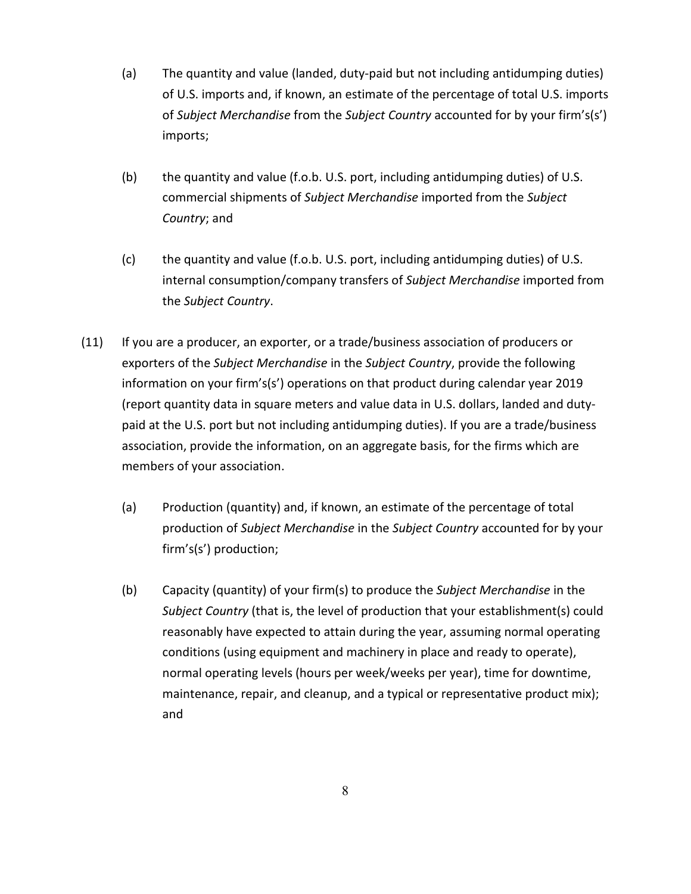(a) The quantity and value (landed, duty-paid but not including antidumping duties) of U.S. imports and, if known, an estimate of the percentage of total U.S. imports of *Subject Merchandise* from the *Subject Country* accounted for by your firm's(s') imports;

(b) the quantity and value (f.o.b. U.S. port, including antidumping duties) of U.S. commercial shipments of *Subject Merchandise* imported from the *Subject Country*; and

(c) the quantity and value (f.o.b. U.S. port, including antidumping duties) of U.S. internal consumption/company transfers of *Subject Merchandise* imported from the *Subject Country*.

(11) If you are a producer, an exporter, or a trade/business association of producers or exporters of the *Subject Merchandise* in the *Subject Country*, provide the following information on your firm's(s') operations on that product during calendar year 2019 (report quantity data in square meters and value data in U.S. dollars, landed and duty-paid at the U.S. port but not including antidumping duties). If you are a trade/business association, provide the information, on an aggregate basis, for the firms which are members of your association.

(a) Production (quantity) and, if known, an estimate of the percentage of total production of *Subject Merchandise* in the *Subject Country* accounted for by your firm's(s') production;

(b) Capacity (quantity) of your firm(s) to produce the *Subject Merchandise* in the *Subject Country* (that is, the level of production that your establishment(s) could reasonably have expected to attain during the year, assuming normal operating conditions (using equipment and machinery in place and ready to operate), normal operating levels (hours per week/weeks per year), time for downtime, maintenance, repair, and cleanup, and a typical or representative product mix); and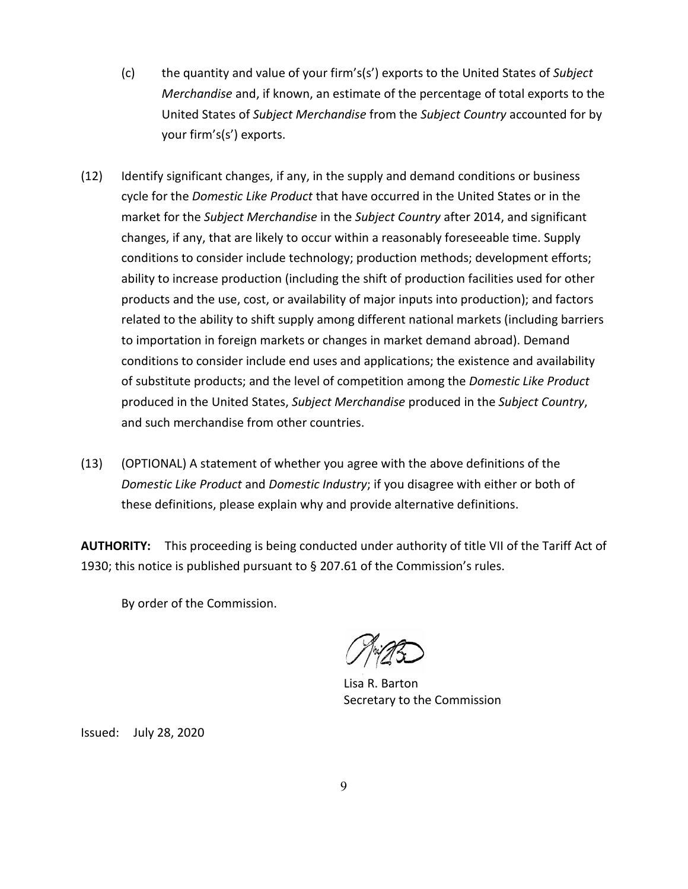(c) the quantity and value of your firm's(s') exports to the United States of *Subject Merchandise* and, if known, an estimate of the percentage of total exports to the United States of *Subject Merchandise* from the *Subject Country* accounted for by your firm's(s') exports.

(12) Identify significant changes, if any, in the supply and demand conditions or business cycle for the *Domestic Like Product* that have occurred in the United States or in the market for the *Subject Merchandise* in the *Subject Country* after 2014, and significant changes, if any, that are likely to occur within a reasonably foreseeable time. Supply conditions to consider include technology; production methods; development efforts; ability to increase production (including the shift of production facilities used for other products and the use, cost, or availability of major inputs into production); and factors related to the ability to shift supply among different national markets (including barriers to importation in foreign markets or changes in market demand abroad). Demand conditions to consider include end uses and applications; the existence and availability of substitute products; and the level of competition among the *Domestic Like Product* produced in the United States, *Subject Merchandise* produced in the *Subject Country*, and such merchandise from other countries.

(13) (OPTIONAL) A statement of whether you agree with the above definitions of the *Domestic Like Product* and *Domestic Industry*; if you disagree with either or both of these definitions, please explain why and provide alternative definitions.

**AUTHORITY:** This proceeding is being conducted under authority of title VII of the Tariff Act of 1930; this notice is published pursuant to § 207.61 of the Commission's rules.

By order of the Commission.

Lisa R. Barton
Secretary to the Commission

Issued: July 28, 2020